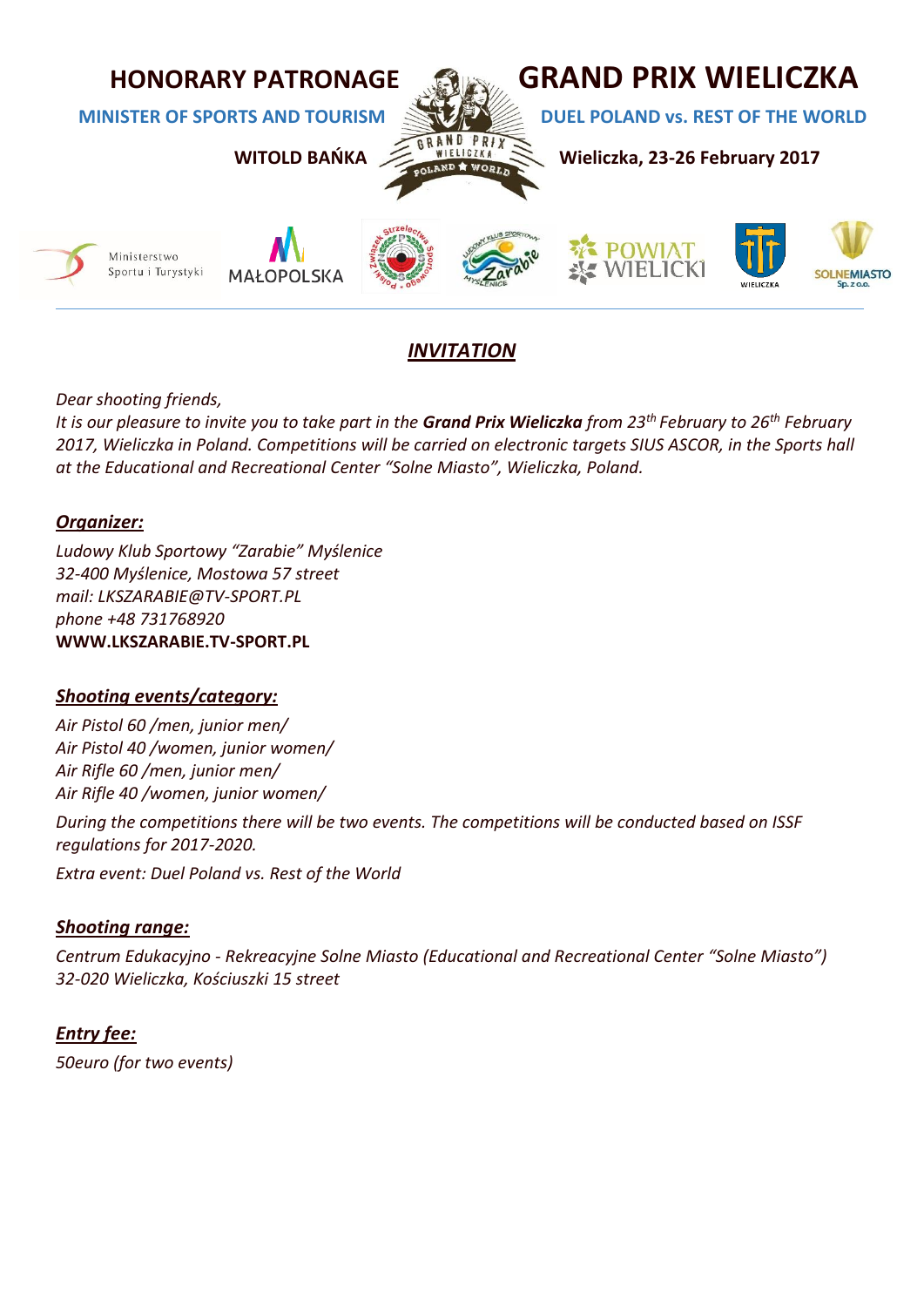**HONORARY PATRONAGE**

**MINISTER OF SPORTS AND TOURISM**

**WITOLD BAŃKA**

# GRAND PRIX WIELICZKA

**DUEL POLAND vs. REST OF THE WORLD**

**Wieliczka, 23-26 February 2017**

## *INVITATION*

*Dear shooting friends,*
*It is our pleasure to invite you to take part in the* ***Grand Prix Wieliczka*** *from 23th February to 26th February 2017, Wieliczka in Poland. Competitions will be carried on electronic targets SIUS ASCOR, in the Sports hall at the Educational and Recreational Center "Solne Miasto", Wieliczka, Poland.*

### *Organizer:*

*Ludowy Klub Sportowy "Zarabie" Myślenice*
*32-400 Myślenice, Mostowa 57 street*
*mail: LKSZARABIE@TV-SPORT.PL*
*phone +48 731768920*
**WWW.LKSZARABIE.TV-SPORT.PL**

### *Shooting events/category:*

*Air Pistol 60 /men, junior men/*
*Air Pistol 40 /women, junior women/*
*Air Rifle 60 /men, junior men/*
*Air Rifle 40 /women, junior women/*

*During the competitions there will be two events. The competitions will be conducted based on ISSF regulations for 2017-2020.*

*Extra event: Duel Poland vs. Rest of the World*

### *Shooting range:*

*Centrum Edukacyjno - Rekreacyjne Solne Miasto (Educational and Recreational Center "Solne Miasto")*
*32-020 Wieliczka, Kościuszki 15 street*

### *Entry fee:*

*50euro (for two events)*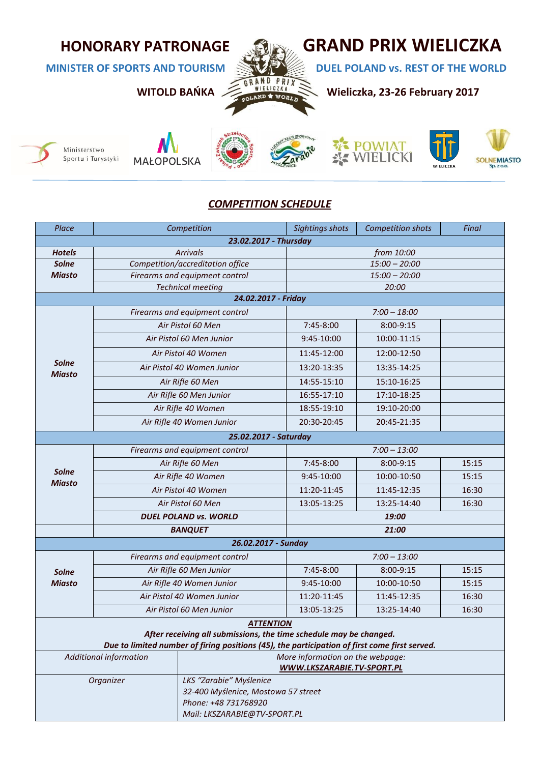# HONORARY PATRONAGE

**MINISTER OF SPORTS AND TOURISM**

**WITOLD BAŃKA**

# GRAND PRIX WIELICZKA

**DUEL POLAND vs. REST OF THE WORLD**

**Wieliczka, 23-26 February 2017**

Ministerstwo Sportu i Turystyki | MAŁOPOLSKA | POWIAT WIELICKI | WIELICZKA | SOLNEMIASTO Sp. z o.o.

## *COMPETITION SCHEDULE*

| *Place* | *Competition* | *Sightings shots* | *Competition shots* | *Final* |
|---|---|---|---|---|
| ***23.02.2017 - Thursday*** | | | | |
| ***Hotels*** | *Arrivals* | *from 10:00* | | |
| ***Solne Miasto*** | *Competition/accreditation office* | *15:00 – 20:00* | | |
| | *Firearms and equipment control* | *15:00 – 20:00* | | |
| | *Technical meeting* | *20:00* | | |
| ***24.02.2017 - Friday*** | | | | |
| ***Solne Miasto*** | *Firearms and equipment control* | *7:00 – 18:00* | | |
| | *Air Pistol 60 Men* | 7:45-8:00 | 8:00-9:15 | |
| | *Air Pistol 60 Men Junior* | 9:45-10:00 | 10:00-11:15 | |
| | *Air Pistol 40 Women* | 11:45-12:00 | 12:00-12:50 | |
| | *Air Pistol 40 Women Junior* | 13:20-13:35 | 13:35-14:25 | |
| | *Air Rifle 60 Men* | 14:55-15:10 | 15:10-16:25 | |
| | *Air Rifle 60 Men Junior* | 16:55-17:10 | 17:10-18:25 | |
| | *Air Rifle 40 Women* | 18:55-19:10 | 19:10-20:00 | |
| | *Air Rifle 40 Women Junior* | 20:30-20:45 | 20:45-21:35 | |
| ***25.02.2017 - Saturday*** | | | | |
| ***Solne Miasto*** | *Firearms and equipment control* | *7:00 – 13:00* | | |
| | *Air Rifle 60 Men* | 7:45-8:00 | 8:00-9:15 | 15:15 |
| | *Air Rifle 40 Women* | 9:45-10:00 | 10:00-10:50 | 15:15 |
| | *Air Pistol 40 Women* | 11:20-11:45 | 11:45-12:35 | 16:30 |
| | *Air Pistol 60 Men* | 13:05-13:25 | 13:25-14:40 | 16:30 |
| | ***DUEL POLAND vs. WORLD*** | ***19:00*** | | |
| | ***BANQUET*** | ***21:00*** | | |
| ***26.02.2017 - Sunday*** | | | | |
| ***Solne Miasto*** | *Firearms and equipment control* | *7:00 – 13:00* | | |
| | *Air Rifle 60 Men Junior* | 7:45-8:00 | 8:00-9:15 | 15:15 |
| | *Air Rifle 40 Women Junior* | 9:45-10:00 | 10:00-10:50 | 15:15 |
| | *Air Pistol 40 Women Junior* | 11:20-11:45 | 11:45-12:35 | 16:30 |
| | *Air Pistol 60 Men Junior* | 13:05-13:25 | 13:25-14:40 | 16:30 |

***ATTENTION***

***After receiving all submissions, the time schedule may be changed.***

***Due to limited number of firing positions (45), the participation of first come first served.***

| *Additional information* | *More information on the webpage:* ***WWW.LKSZARABIE.TV-SPORT.PL*** |
|---|---|
| *Organizer* | *LKS "Zarabie" Myślenice*<br>*32-400 Myślenice, Mostowa 57 street*<br>*Phone: +48 731768920*<br>*Mail: LKSZARABIE@TV-SPORT.PL* |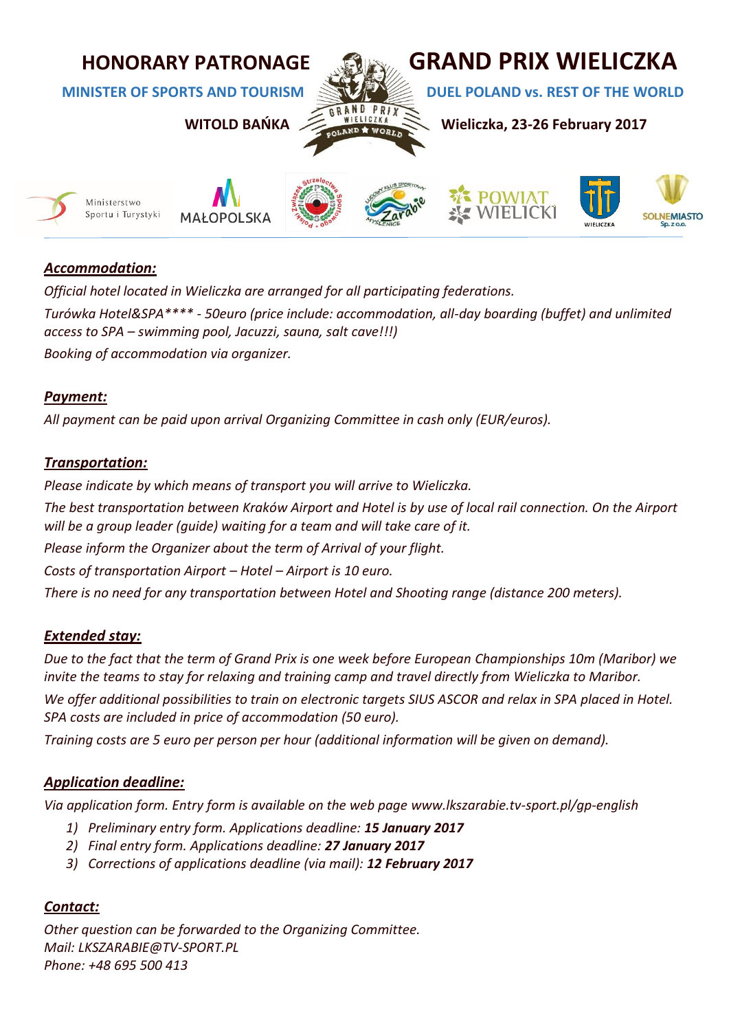**HONORARY PATRONAGE**

**MINISTER OF SPORTS AND TOURISM**

**WITOLD BAŃKA**

# GRAND PRIX WIELICZKA

**DUEL POLAND vs. REST OF THE WORLD**

**Wieliczka, 23-26 February 2017**

## *Accommodation:*

*Official hotel located in Wieliczka are arranged for all participating federations.*

*Turówka Hotel&SPA**** - 50euro (price include: accommodation, all-day boarding (buffet) and unlimited access to SPA – swimming pool, Jacuzzi, sauna, salt cave!!!)*

*Booking of accommodation via organizer.*

## *Payment:*

*All payment can be paid upon arrival Organizing Committee in cash only (EUR/euros).*

## *Transportation:*

*Please indicate by which means of transport you will arrive to Wieliczka.*

*The best transportation between Kraków Airport and Hotel is by use of local rail connection. On the Airport will be a group leader (guide) waiting for a team and will take care of it.*

*Please inform the Organizer about the term of Arrival of your flight.*

*Costs of transportation Airport – Hotel – Airport is 10 euro.*

*There is no need for any transportation between Hotel and Shooting range (distance 200 meters).*

## *Extended stay:*

*Due to the fact that the term of Grand Prix is one week before European Championships 10m (Maribor) we invite the teams to stay for relaxing and training camp and travel directly from Wieliczka to Maribor.*

*We offer additional possibilities to train on electronic targets SIUS ASCOR and relax in SPA placed in Hotel. SPA costs are included in price of accommodation (50 euro).*

*Training costs are 5 euro per person per hour (additional information will be given on demand).*

## *Application deadline:*

*Via application form. Entry form is available on the web page www.lkszarabie.tv-sport.pl/gp-english*

1) *Preliminary entry form. Applications deadline:* ***15 January 2017***
2) *Final entry form. Applications deadline:* ***27 January 2017***
3) *Corrections of applications deadline (via mail):* ***12 February 2017***

## *Contact:*

*Other question can be forwarded to the Organizing Committee.*
*Mail: LKSZARABIE@TV-SPORT.PL*
*Phone: +48 695 500 413*